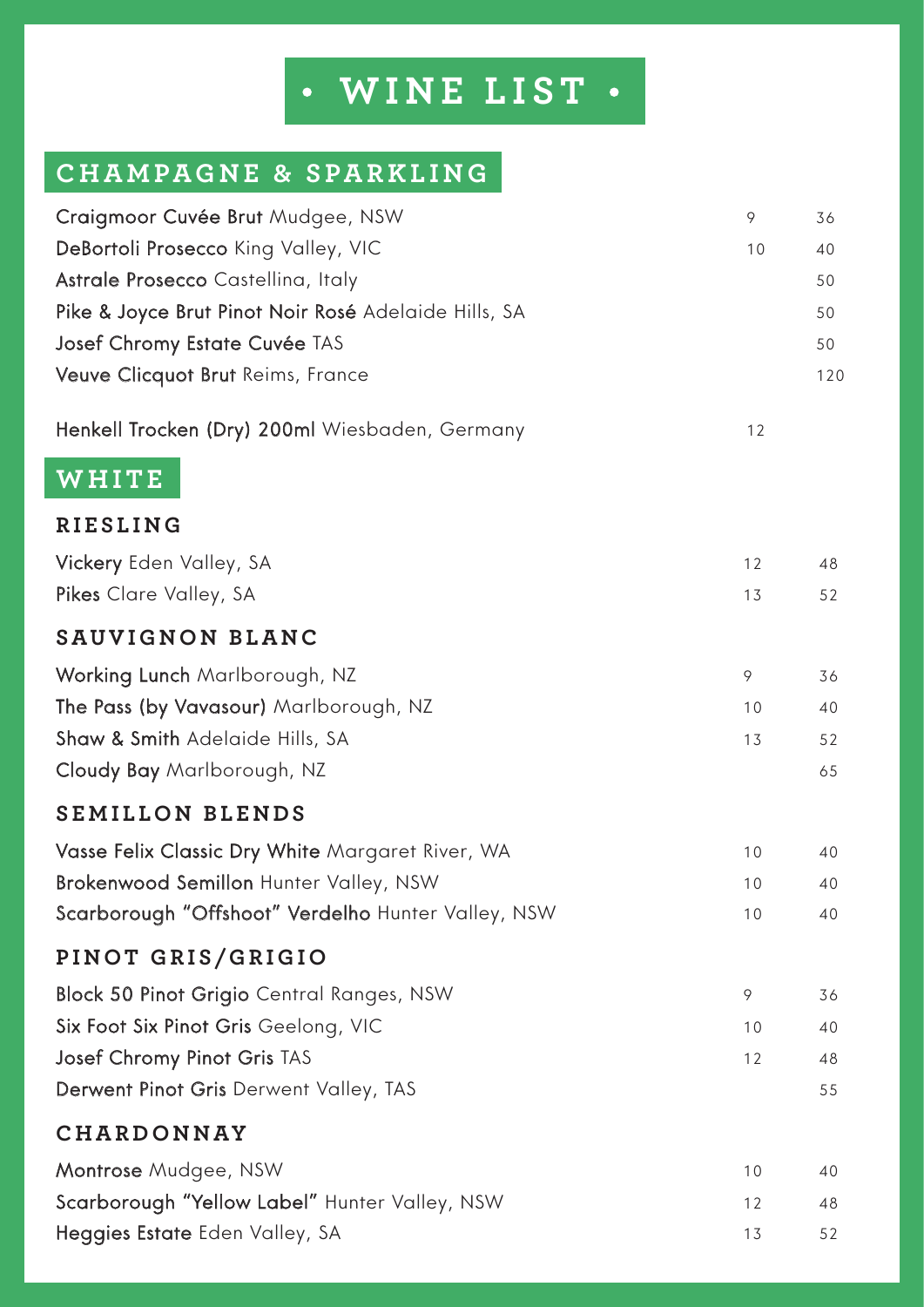# • WINE LIST •

## CHAMPAGNE & SPARKLING

| Wine | Glass | Bottle |
|---|---|---|
| **Craigmoor Cuvée Brut** Mudgee, NSW | 9 | 36 |
| **DeBortoli Prosecco** King Valley, VIC | 10 | 40 |
| **Astrale Prosecco** Castellina, Italy | | 50 |
| **Pike & Joyce Brut Pinot Noir Rosé** Adelaide Hills, SA | | 50 |
| **Josef Chromy Estate Cuvée** TAS | | 50 |
| **Veuve Clicquot Brut** Reims, France | | 120 |
| **Henkell Trocken (Dry) 200ml** Wiesbaden, Germany | 12 | |

## WHITE

### RIESLING

| Wine | Glass | Bottle |
|---|---|---|
| **Vickery** Eden Valley, SA | 12 | 48 |
| **Pikes** Clare Valley, SA | 13 | 52 |

### SAUVIGNON BLANC

| Wine | Glass | Bottle |
|---|---|---|
| **Working Lunch** Marlborough, NZ | 9 | 36 |
| **The Pass (by Vavasour)** Marlborough, NZ | 10 | 40 |
| **Shaw & Smith** Adelaide Hills, SA | 13 | 52 |
| **Cloudy Bay** Marlborough, NZ | | 65 |

### SEMILLON BLENDS

| Wine | Glass | Bottle |
|---|---|---|
| **Vasse Felix Classic Dry White** Margaret River, WA | 10 | 40 |
| **Brokenwood Semillon** Hunter Valley, NSW | 10 | 40 |
| **Scarborough "Offshoot" Verdelho** Hunter Valley, NSW | 10 | 40 |

### PINOT GRIS/GRIGIO

| Wine | Glass | Bottle |
|---|---|---|
| **Block 50 Pinot Grigio** Central Ranges, NSW | 9 | 36 |
| **Six Foot Six Pinot Gris** Geelong, VIC | 10 | 40 |
| **Josef Chromy Pinot Gris** TAS | 12 | 48 |
| **Derwent Pinot Gris** Derwent Valley, TAS | | 55 |

### CHARDONNAY

| Wine | Glass | Bottle |
|---|---|---|
| **Montrose** Mudgee, NSW | 10 | 40 |
| **Scarborough "Yellow Label"** Hunter Valley, NSW | 12 | 48 |
| **Heggies Estate** Eden Valley, SA | 13 | 52 |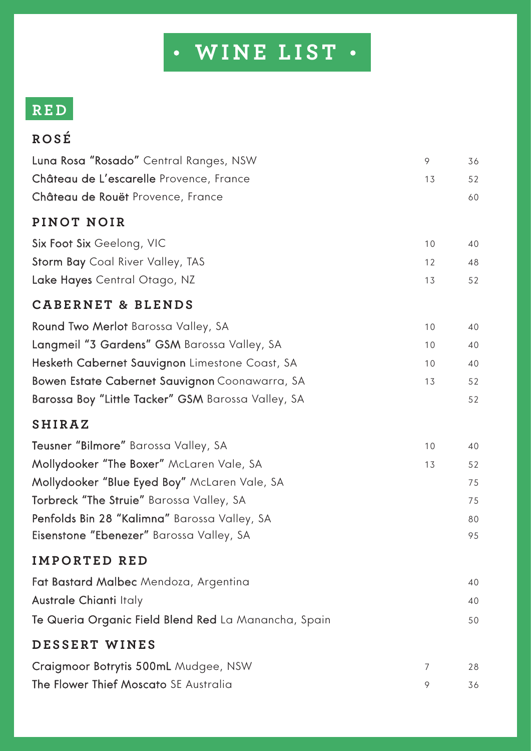# • WINE LIST •

## RED

### ROSÉ

| | | |
|---|---|---|
| **Luna Rosa "Rosado"** Central Ranges, NSW | 9 | 36 |
| **Château de L'escarelle** Provence, France | 13 | 52 |
| **Château de Rouët** Provence, France | | 60 |

### PINOT NOIR

| | | |
|---|---|---|
| **Six Foot Six** Geelong, VIC | 10 | 40 |
| **Storm Bay** Coal River Valley, TAS | 12 | 48 |
| **Lake Hayes** Central Otago, NZ | 13 | 52 |

### CABERNET & BLENDS

| | | |
|---|---|---|
| **Round Two Merlot** Barossa Valley, SA | 10 | 40 |
| **Langmeil "3 Gardens" GSM** Barossa Valley, SA | 10 | 40 |
| **Hesketh Cabernet Sauvignon** Limestone Coast, SA | 10 | 40 |
| **Bowen Estate Cabernet Sauvignon** Coonawarra, SA | 13 | 52 |
| **Barossa Boy "Little Tacker" GSM** Barossa Valley, SA | | 52 |

### SHIRAZ

| | | |
|---|---|---|
| **Teusner "Bilmore"** Barossa Valley, SA | 10 | 40 |
| **Mollydooker "The Boxer"** McLaren Vale, SA | 13 | 52 |
| **Mollydooker "Blue Eyed Boy"** McLaren Vale, SA | | 75 |
| **Torbreck "The Struie"** Barossa Valley, SA | | 75 |
| **Penfolds Bin 28 "Kalimna"** Barossa Valley, SA | | 80 |
| **Eisenstone "Ebenezer"** Barossa Valley, SA | | 95 |

### IMPORTED RED

| | | |
|---|---|---|
| **Fat Bastard Malbec** Mendoza, Argentina | | 40 |
| **Australe Chianti** Italy | | 40 |
| **Te Queria Organic Field Blend Red** La Manancha, Spain | | 50 |

### DESSERT WINES

| | | |
|---|---|---|
| **Craigmoor Botrytis 500mL** Mudgee, NSW | 7 | 28 |
| **The Flower Thief Moscato** SE Australia | 9 | 36 |